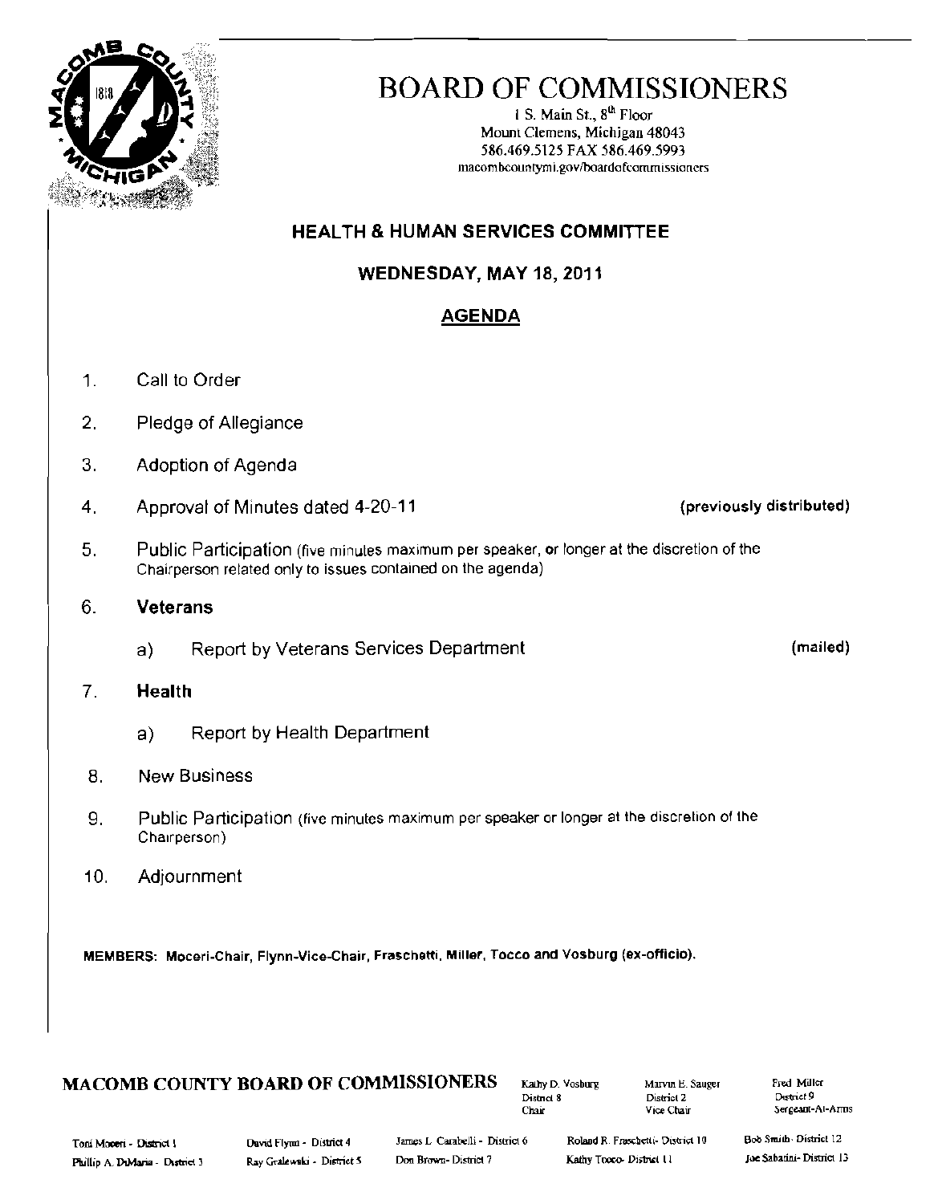# BOARD OF COMMISSIONERS

1 S. Main St., 8th Floor
Mount Clemens, Michigan 48043
586.469.5125 FAX 586.469.5993
macombcountymi.gov/boardofcommissioners

## HEALTH & HUMAN SERVICES COMMITTEE

### WEDNESDAY, MAY 18, 2011

### AGENDA

1. Call to Order
2. Pledge of Allegiance
3. Adoption of Agenda
4. Approval of Minutes dated 4-20-11 **(previously distributed)**
5. Public Participation (five minutes maximum per speaker, or longer at the discretion of the Chairperson related only to issues contained on the agenda)
6. **Veterans**
   a) Report by Veterans Services Department **(mailed)**
7. **Health**
   a) Report by Health Department
8. New Business
9. Public Participation (five minutes maximum per speaker or longer at the discretion of the Chairperson)
10. Adjournment

**MEMBERS: Moceri-Chair, Flynn-Vice-Chair, Fraschetti, Miller, Tocco and Vosburg (ex-officio).**

**MACOMB COUNTY BOARD OF COMMISSIONERS**

Kathy D. Vosburg, District 8, Chair
Marvin E. Sauger, District 2, Vice Chair
Fred Miller, District 9, Sergeant-At-Arms

Toni Moceri - District 1
Phillip A. DiMaria - District 3
David Flynn - District 4
Ray Gralewski - District 5
James L. Carabelli - District 6
Don Brown - District 7
Roland R. Fraschetti - District 10
Kathy Tocco - District 11
Bob Smith - District 12
Joe Sabatini - District 13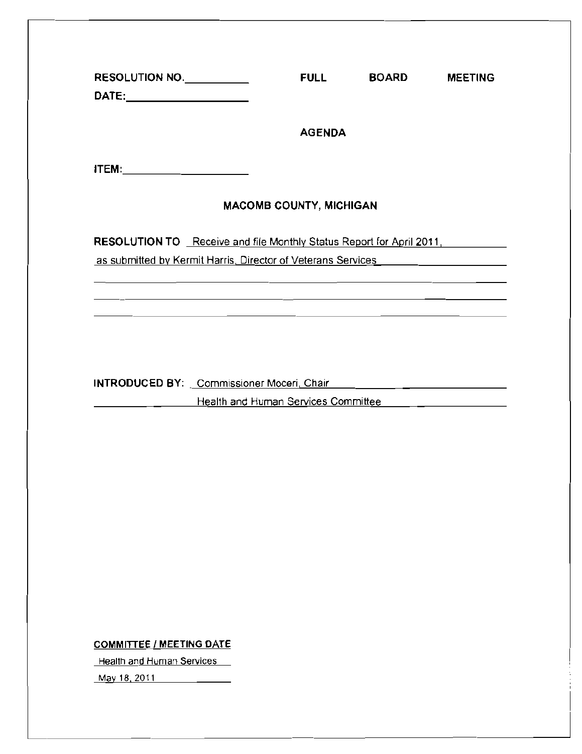RESOLUTION NO. __________ FULL BOARD MEETING

DATE: __________________

AGENDA

ITEM: __________________

MACOMB COUNTY, MICHIGAN

**RESOLUTION TO** Receive and file Monthly Status Report for April 2011, as submitted by Kermit Harris, Director of Veterans Services

**INTRODUCED BY:** Commissioner Moceri, Chair Health and Human Services Committee

**COMMITTEE / MEETING DATE**

Health and Human Services

May 18, 2011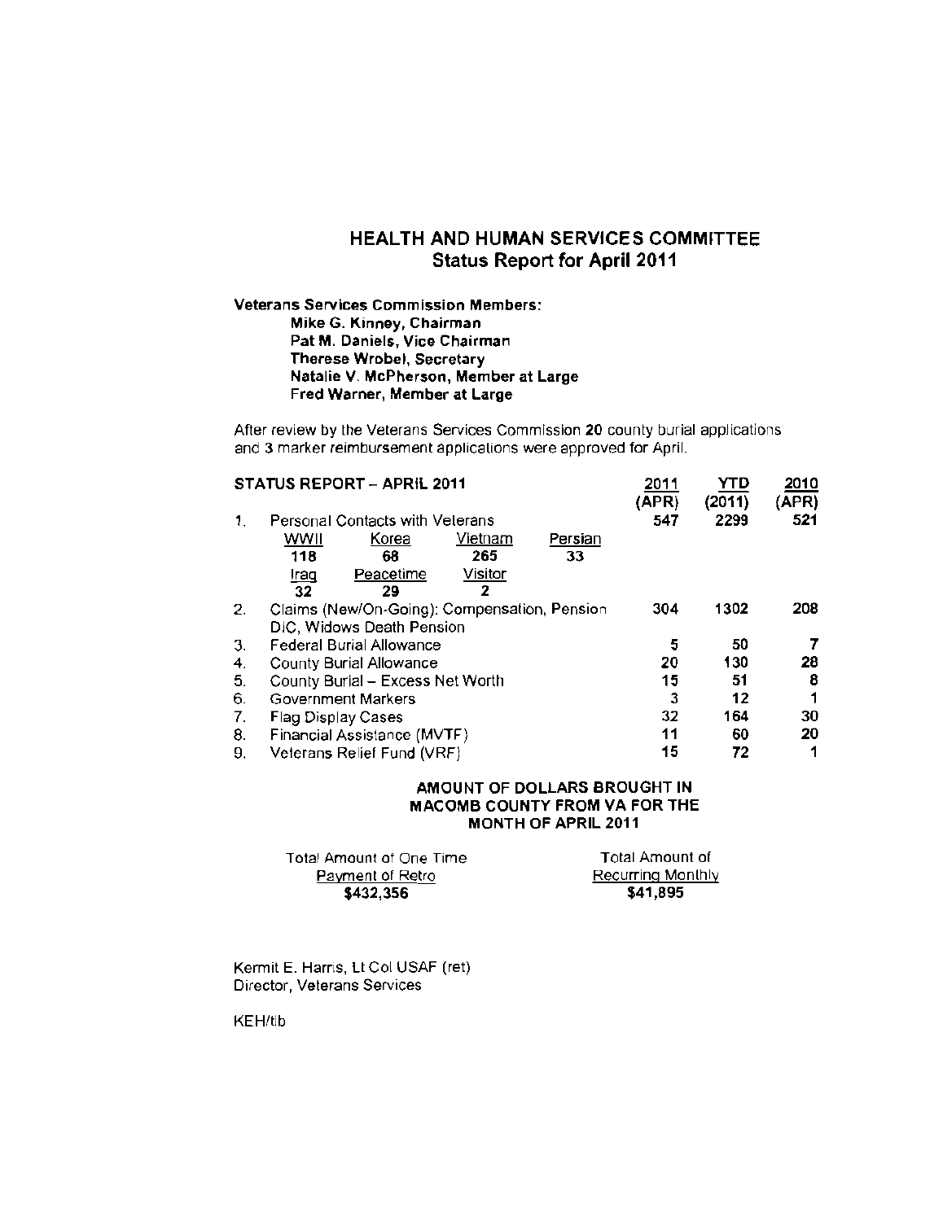## HEALTH AND HUMAN SERVICES COMMITTEE
### Status Report for April 2011

**Veterans Services Commission Members:**

**Mike G. Kinney, Chairman**
**Pat M. Daniels, Vice Chairman**
**Therese Wrobel, Secretary**
**Natalie V. McPherson, Member at Large**
**Fred Warner, Member at Large**

After review by the Veterans Services Commission **20** county burial applications and **3** marker reimbursement applications were approved for April.

| **STATUS REPORT – APRIL 2011** | **2011 (APR)** | **YTD (2011)** | **2010 (APR)** |
|---|---|---|---|
| 1. Personal Contacts with Veterans | **547** | **2299** | **521** |
| WWII **118**; Korea **68**; Vietnam **265**; Persian **33**; Iraq **32**; Peacetime **29**; Visitor **2** | | | |
| 2. Claims (New/On-Going): Compensation, Pension DIC, Widows Death Pension | **304** | **1302** | **208** |
| 3. Federal Burial Allowance | **5** | **50** | **7** |
| 4. County Burial Allowance | **20** | **130** | **28** |
| 5. County Burial – Excess Net Worth | **15** | **51** | **8** |
| 6. Government Markers | **3** | **12** | **1** |
| 7. Flag Display Cases | **32** | **164** | **30** |
| 8. Financial Assistance (MVTF) | **11** | **60** | **20** |
| 9. Veterans Relief Fund (VRF) | **15** | **72** | **1** |

**AMOUNT OF DOLLARS BROUGHT IN MACOMB COUNTY FROM VA FOR THE MONTH OF APRIL 2011**

| Total Amount of One Time Payment of Retro | Total Amount of Recurring Monthly |
|---|---|
| **$432,356** | **$41,895** |

Kermit E. Harris, Lt Col USAF (ret)
Director, Veterans Services

KEH/tlb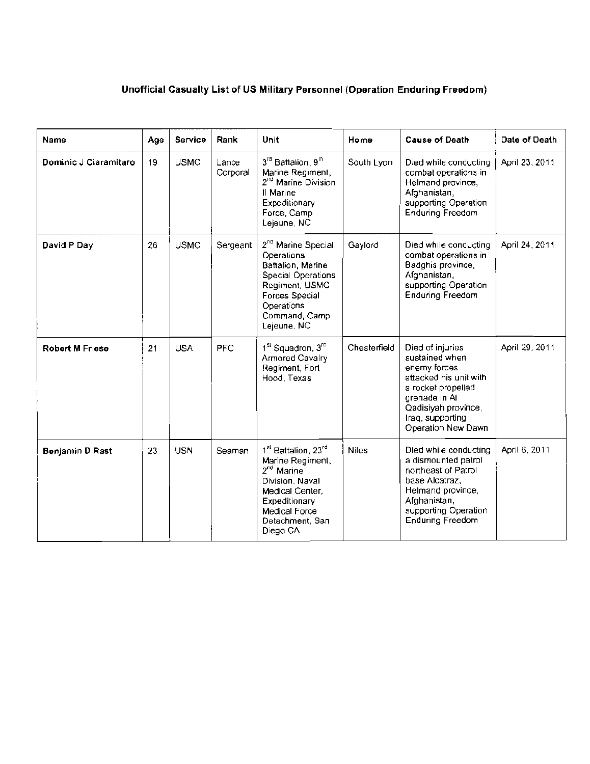**Unofficial Casualty List of US Military Personnel (Operation Enduring Freedom)**

| Name | Age | Service | Rank | Unit | Home | Cause of Death | Date of Death |
|---|---|---|---|---|---|---|---|
| **Dominic J Ciaramitaro** | 19 | USMC | Lance Corporal | 3rd Battalion, 9th Marine Regiment, 2nd Marine Division II Marine Expeditionary Force, Camp Lejeune, NC | South Lyon | Died while conducting combat operations in Helmand province, Afghanistan, supporting Operation Enduring Freedom | April 23, 2011 |
| **David P Day** | 26 | USMC | Sergeant | 2nd Marine Special Operations Battalion, Marine Special Operations Regiment, USMC Forces Special Operations Command, Camp Lejeune, NC | Gaylord | Died while conducting combat operations in Badghis province, Afghanistan, supporting Operation Enduring Freedom | April 24, 2011 |
| **Robert M Friese** | 21 | USA | PFC | 1st Squadron, 3rd Armored Cavalry Regiment, Fort Hood, Texas | Chesterfield | Died of injuries sustained when enemy forces attacked his unit with a rocket propelled grenade in Al Qadisiyah province, Iraq, supporting Operation New Dawn | April 29, 2011 |
| **Benjamin D Rast** | 23 | USN | Seaman | 1st Battalion, 23rd Marine Regiment, 2nd Marine Division. Naval Medical Center, Expeditionary Medical Force Detachment, San Diego CA | Niles | Died while conducting a dismounted patrol northeast of Patrol base Alcatraz, Helmand province, Afghanistan, supporting Operation Enduring Freedom | April 6, 2011 |